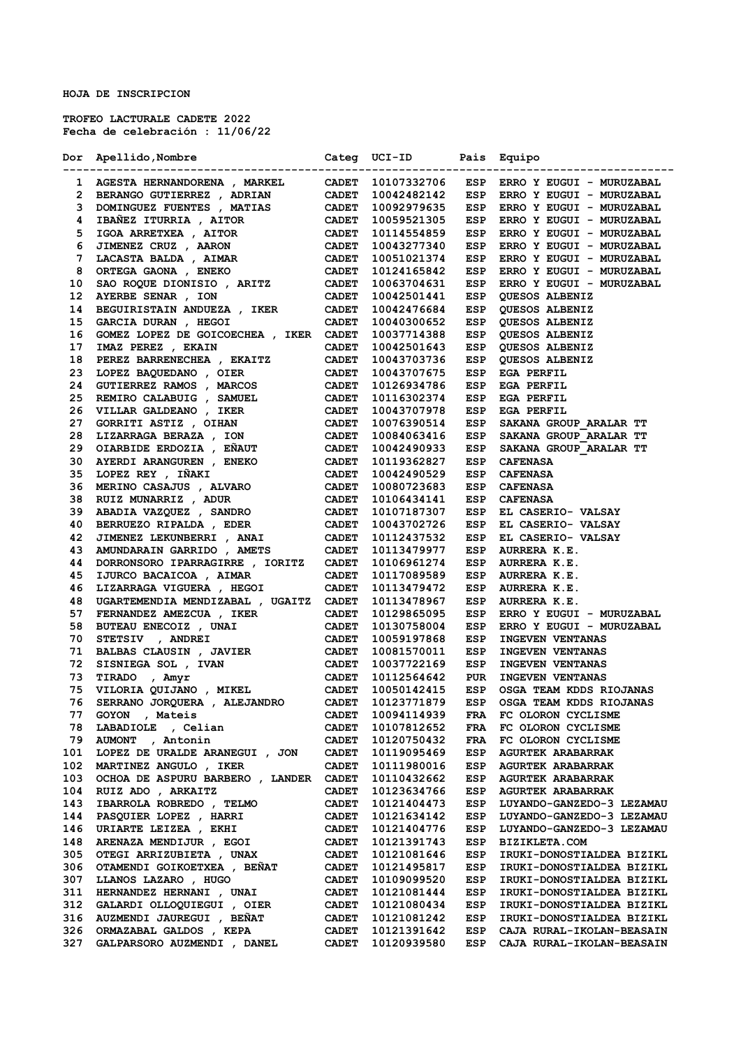HOJA DE INSCRIPCION

TROFEO LACTURALE CADETE 2022
Fecha de celebración : 11/06/22

| Dor | Apellido,Nombre | Categ | UCI-ID | Pais | Equipo |
|---|---|---|---|---|---|
| 1 | AGESTA HERNANDORENA , MARKEL | CADET | 10107332706 | ESP | ERRO Y EUGUI - MURUZABAL |
| 2 | BERANGO GUTIERREZ , ADRIAN | CADET | 10042482142 | ESP | ERRO Y EUGUI - MURUZABAL |
| 3 | DOMINGUEZ FUENTES , MATIAS | CADET | 10092979635 | ESP | ERRO Y EUGUI - MURUZABAL |
| 4 | IBAÑEZ ITURRIA , AITOR | CADET | 10059521305 | ESP | ERRO Y EUGUI - MURUZABAL |
| 5 | IGOA ARRETXEA , AITOR | CADET | 10114554859 | ESP | ERRO Y EUGUI - MURUZABAL |
| 6 | JIMENEZ CRUZ , AARON | CADET | 10043277340 | ESP | ERRO Y EUGUI - MURUZABAL |
| 7 | LACASTA BALDA , AIMAR | CADET | 10051021374 | ESP | ERRO Y EUGUI - MURUZABAL |
| 8 | ORTEGA GAONA , ENEKO | CADET | 10124165842 | ESP | ERRO Y EUGUI - MURUZABAL |
| 10 | SAO ROQUE DIONISIO , ARITZ | CADET | 10063704631 | ESP | ERRO Y EUGUI - MURUZABAL |
| 12 | AYERBE SENAR , ION | CADET | 10042501441 | ESP | QUESOS ALBENIZ |
| 14 | BEGUIRISTAIN ANDUEZA , IKER | CADET | 10042476684 | ESP | QUESOS ALBENIZ |
| 15 | GARCIA DURAN , HEGOI | CADET | 10040300652 | ESP | QUESOS ALBENIZ |
| 16 | GOMEZ LOPEZ DE GOICOECHEA , IKER | CADET | 10037714388 | ESP | QUESOS ALBENIZ |
| 17 | IMAZ PEREZ , EKAIN | CADET | 10042501643 | ESP | QUESOS ALBENIZ |
| 18 | PEREZ BARRENECHEA , EKAITZ | CADET | 10043703736 | ESP | QUESOS ALBENIZ |
| 23 | LOPEZ BAQUEDANO , OIER | CADET | 10043707675 | ESP | EGA PERFIL |
| 24 | GUTIERREZ RAMOS , MARCOS | CADET | 10126934786 | ESP | EGA PERFIL |
| 25 | REMIRO CALABUIG , SAMUEL | CADET | 10116302374 | ESP | EGA PERFIL |
| 26 | VILLAR GALDEANO , IKER | CADET | 10043707978 | ESP | EGA PERFIL |
| 27 | GORRITI ASTIZ , OIHAN | CADET | 10076390514 | ESP | SAKANA GROUP_ARALAR TT |
| 28 | LIZARRAGA BERAZA , ION | CADET | 10084063416 | ESP | SAKANA GROUP_ARALAR TT |
| 29 | OIARBIDE ERDOZIA , EÑAUT | CADET | 10042490933 | ESP | SAKANA GROUP_ARALAR TT |
| 30 | AYERDI ARANGUREN , ENEKO | CADET | 10119362827 | ESP | CAFENASA |
| 35 | LOPEZ REY , IÑAKI | CADET | 10042490529 | ESP | CAFENASA |
| 36 | MERINO CASAJUS , ALVARO | CADET | 10080723683 | ESP | CAFENASA |
| 38 | RUIZ MUNARRIZ , ADUR | CADET | 10106434141 | ESP | CAFENASA |
| 39 | ABADIA VAZQUEZ , SANDRO | CADET | 10107187307 | ESP | EL CASERIO- VALSAY |
| 40 | BERRUEZO RIPALDA , EDER | CADET | 10043702726 | ESP | EL CASERIO- VALSAY |
| 42 | JIMENEZ LEKUNBERRI , ANAI | CADET | 10112437532 | ESP | EL CASERIO- VALSAY |
| 43 | AMUNDARAIN GARRIDO , AMETS | CADET | 10113479977 | ESP | AURRERA K.E. |
| 44 | DORRONSORO IPARRAGIRRE , IORITZ | CADET | 10106961274 | ESP | AURRERA K.E. |
| 45 | IJURCO BACAICOA , AIMAR | CADET | 10117089589 | ESP | AURRERA K.E. |
| 46 | LIZARRAGA VIGUERA , HEGOI | CADET | 10113479472 | ESP | AURRERA K.E. |
| 48 | UGARTEMENDIA MENDIZABAL , UGAITZ | CADET | 10113478967 | ESP | AURRERA K.E. |
| 57 | FERNANDEZ AMEZCUA , IKER | CADET | 10129865095 | ESP | ERRO Y EUGUI - MURUZABAL |
| 58 | BUTEAU ENECOIZ , UNAI | CADET | 10130758004 | ESP | ERRO Y EUGUI - MURUZABAL |
| 70 | STETSIV , ANDREI | CADET | 10059197868 | ESP | INGEVEN VENTANAS |
| 71 | BALBAS CLAUSIN , JAVIER | CADET | 10081570011 | ESP | INGEVEN VENTANAS |
| 72 | SISNIEGA SOL , IVAN | CADET | 10037722169 | ESP | INGEVEN VENTANAS |
| 73 | TIRADO , Amyr | CADET | 10112564642 | PUR | INGEVEN VENTANAS |
| 75 | VILORIA QUIJANO , MIKEL | CADET | 10050142415 | ESP | OSGA TEAM KDDS RIOJANAS |
| 76 | SERRANO JORQUERA , ALEJANDRO | CADET | 10123771879 | ESP | OSGA TEAM KDDS RIOJANAS |
| 77 | GOYON , Mateis | CADET | 10094114939 | FRA | FC OLORON CYCLISME |
| 78 | LABADIOLE , Celian | CADET | 10107812652 | FRA | FC OLORON CYCLISME |
| 79 | AUMONT , Antonin | CADET | 10120750432 | FRA | FC OLORON CYCLISME |
| 101 | LOPEZ DE URALDE ARANEGUI , JON | CADET | 10119095469 | ESP | AGURTEK ARABARRAK |
| 102 | MARTINEZ ANGULO , IKER | CADET | 10111980016 | ESP | AGURTEK ARABARRAK |
| 103 | OCHOA DE ASPURU BARBERO , LANDER | CADET | 10110432662 | ESP | AGURTEK ARABARRAK |
| 104 | RUIZ ADO , ARKAITZ | CADET | 10123634766 | ESP | AGURTEK ARABARRAK |
| 143 | IBARROLA ROBREDO , TELMO | CADET | 10121404473 | ESP | LUYANDO-GANZEDO-3 LEZAMAU |
| 144 | PASQUIER LOPEZ , HARRI | CADET | 10121634142 | ESP | LUYANDO-GANZEDO-3 LEZAMAU |
| 146 | URIARTE LEIZEA , EKHI | CADET | 10121404776 | ESP | LUYANDO-GANZEDO-3 LEZAMAU |
| 148 | ARENAZA MENDIJUR , EGOI | CADET | 10121391743 | ESP | BIZIKLETA.COM |
| 305 | OTEGI ARRIZUBIETA , UNAX | CADET | 10121081646 | ESP | IRUKI-DONOSTIALDEA BIZIKL |
| 306 | OTAMENDI GOIKOETXEA , BEÑAT | CADET | 10121495817 | ESP | IRUKI-DONOSTIALDEA BIZIKL |
| 307 | LLANOS LAZARO , HUGO | CADET | 10109099520 | ESP | IRUKI-DONOSTIALDEA BIZIKL |
| 311 | HERNANDEZ HERNANI , UNAI | CADET | 10121081444 | ESP | IRUKI-DONOSTIALDEA BIZIKL |
| 312 | GALARDI OLLOQUIEGUI , OIER | CADET | 10121080434 | ESP | IRUKI-DONOSTIALDEA BIZIKL |
| 316 | AUZMENDI JAUREGUI , BEÑAT | CADET | 10121081242 | ESP | IRUKI-DONOSTIALDEA BIZIKL |
| 326 | ORMAZABAL GALDOS , KEPA | CADET | 10121391642 | ESP | CAJA RURAL-IKOLAN-BEASAIN |
| 327 | GALPARSORO AUZMENDI , DANEL | CADET | 10120939580 | ESP | CAJA RURAL-IKOLAN-BEASAIN |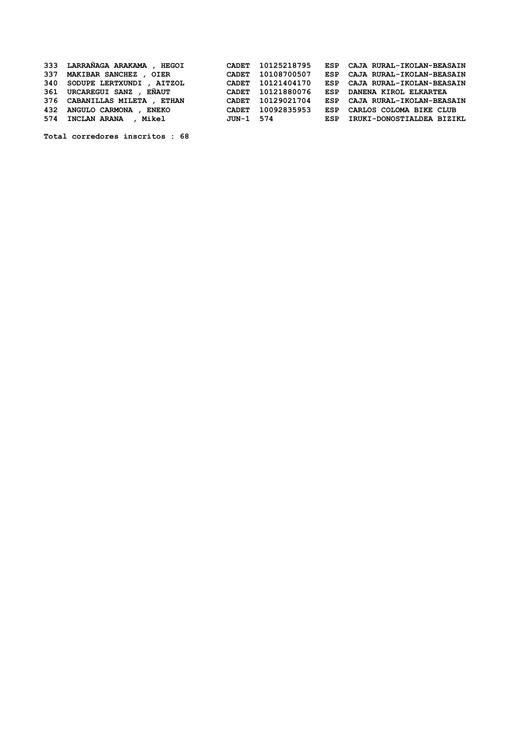| | | | | | |
|---|---|---|---|---|---|
| **333** | **LARRAÑAGA ARAKAMA , HEGOI** | **CADET** | **10125218795** | **ESP** | **CAJA RURAL-IKOLAN-BEASAIN** |
| **337** | **MAKIBAR SANCHEZ , OIER** | **CADET** | **10108700507** | **ESP** | **CAJA RURAL-IKOLAN-BEASAIN** |
| **340** | **SODUPE LERTXUNDI , AITZOL** | **CADET** | **10121404170** | **ESP** | **CAJA RURAL-IKOLAN-BEASAIN** |
| **361** | **URCAREGUI SANZ , EÑAUT** | **CADET** | **10121880076** | **ESP** | **DANENA KIROL ELKARTEA** |
| **376** | **CABANILLAS MILETA , ETHAN** | **CADET** | **10129021704** | **ESP** | **CAJA RURAL-IKOLAN-BEASAIN** |
| **432** | **ANGULO CARMONA , ENEKO** | **CADET** | **10092835953** | **ESP** | **CARLOS COLOMA BIKE CLUB** |
| **574** | **INCLAN ARANA , Mikel** | **JUN-1** | **574** | **ESP** | **IRUKI-DONOSTIALDEA BIZIKL** |

**Total corredores inscritos : 68**